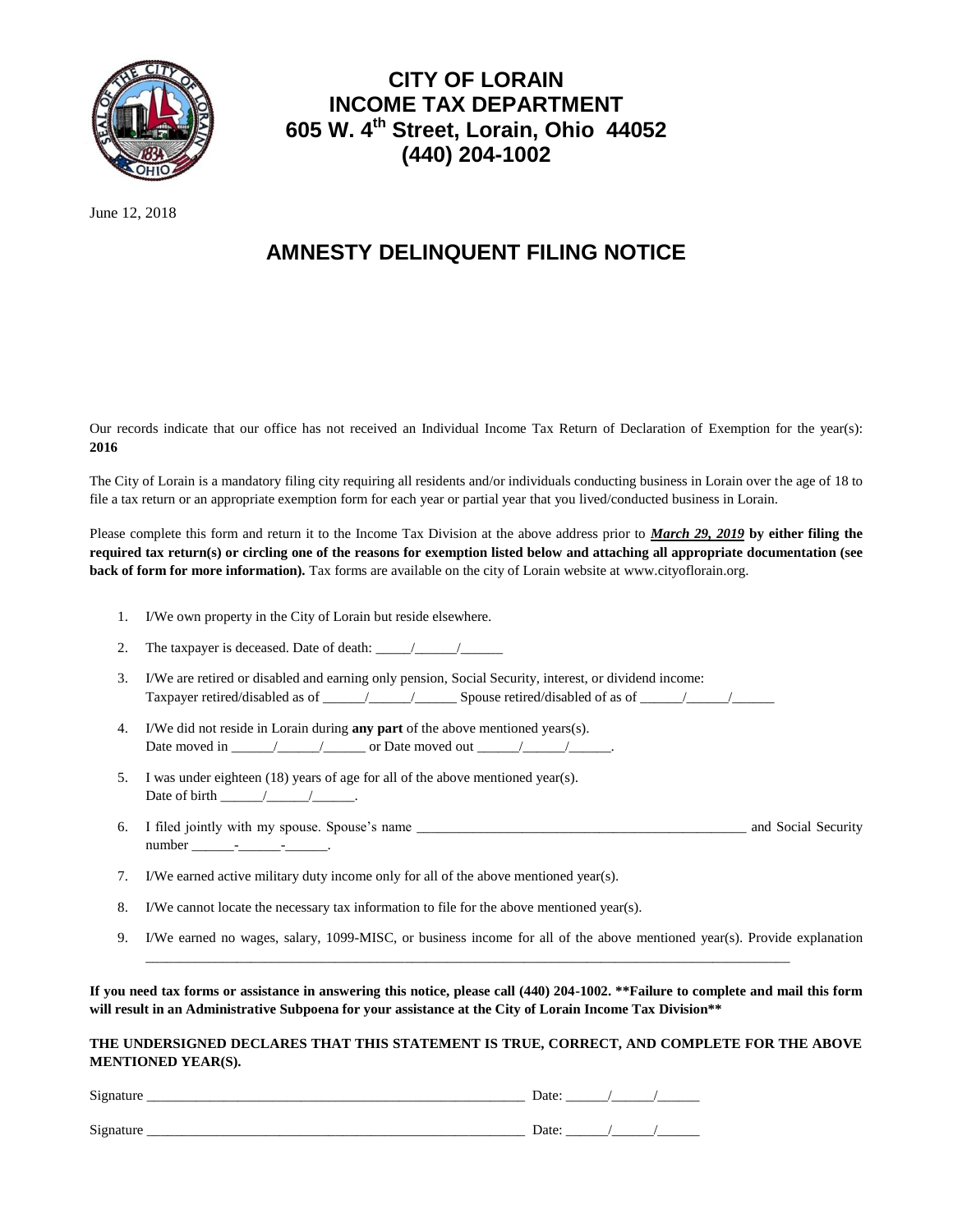# CITY OF LORAIN
# INCOME TAX DEPARTMENT
# 605 W. 4th Street, Lorain, Ohio 44052
# (440) 204-1002

June 12, 2018

## AMNESTY DELINQUENT FILING NOTICE

Our records indicate that our office has not received an Individual Income Tax Return of Declaration of Exemption for the year(s): **2016**

The City of Lorain is a mandatory filing city requiring all residents and/or individuals conducting business in Lorain over the age of 18 to file a tax return or an appropriate exemption form for each year or partial year that you lived/conducted business in Lorain.

Please complete this form and return it to the Income Tax Division at the above address prior to ***March 29, 2019*** **by either filing the required tax return(s) or circling one of the reasons for exemption listed below and attaching all appropriate documentation (see back of form for more information).** Tax forms are available on the city of Lorain website at www.cityoflorain.org.

1. I/We own property in the City of Lorain but reside elsewhere.
2. The taxpayer is deceased. Date of death: _____/______/______
3. I/We are retired or disabled and earning only pension, Social Security, interest, or dividend income:
   Taxpayer retired/disabled as of ______/______/______ Spouse retired/disabled of as of ______/______/______
4. I/We did not reside in Lorain during **any part** of the above mentioned years(s).
   Date moved in ______/______/______ or Date moved out ______/______/______.
5. I was under eighteen (18) years of age for all of the above mentioned year(s).
   Date of birth ______/______/______.
6. I filed jointly with my spouse. Spouse's name ________________________________________________ and Social Security number ______-______-______.
7. I/We earned active military duty income only for all of the above mentioned year(s).
8. I/We cannot locate the necessary tax information to file for the above mentioned year(s).
9. I/We earned no wages, salary, 1099-MISC, or business income for all of the above mentioned year(s). Provide explanation ______________________________________________________________________________________________

**If you need tax forms or assistance in answering this notice, please call (440) 204-1002. \*\*Failure to complete and mail this form will result in an Administrative Subpoena for your assistance at the City of Lorain Income Tax Division\*\***

**THE UNDERSIGNED DECLARES THAT THIS STATEMENT IS TRUE, CORRECT, AND COMPLETE FOR THE ABOVE MENTIONED YEAR(S).**

Signature _______________________________________________________ Date: ______/______/______

Signature _______________________________________________________ Date: ______/______/______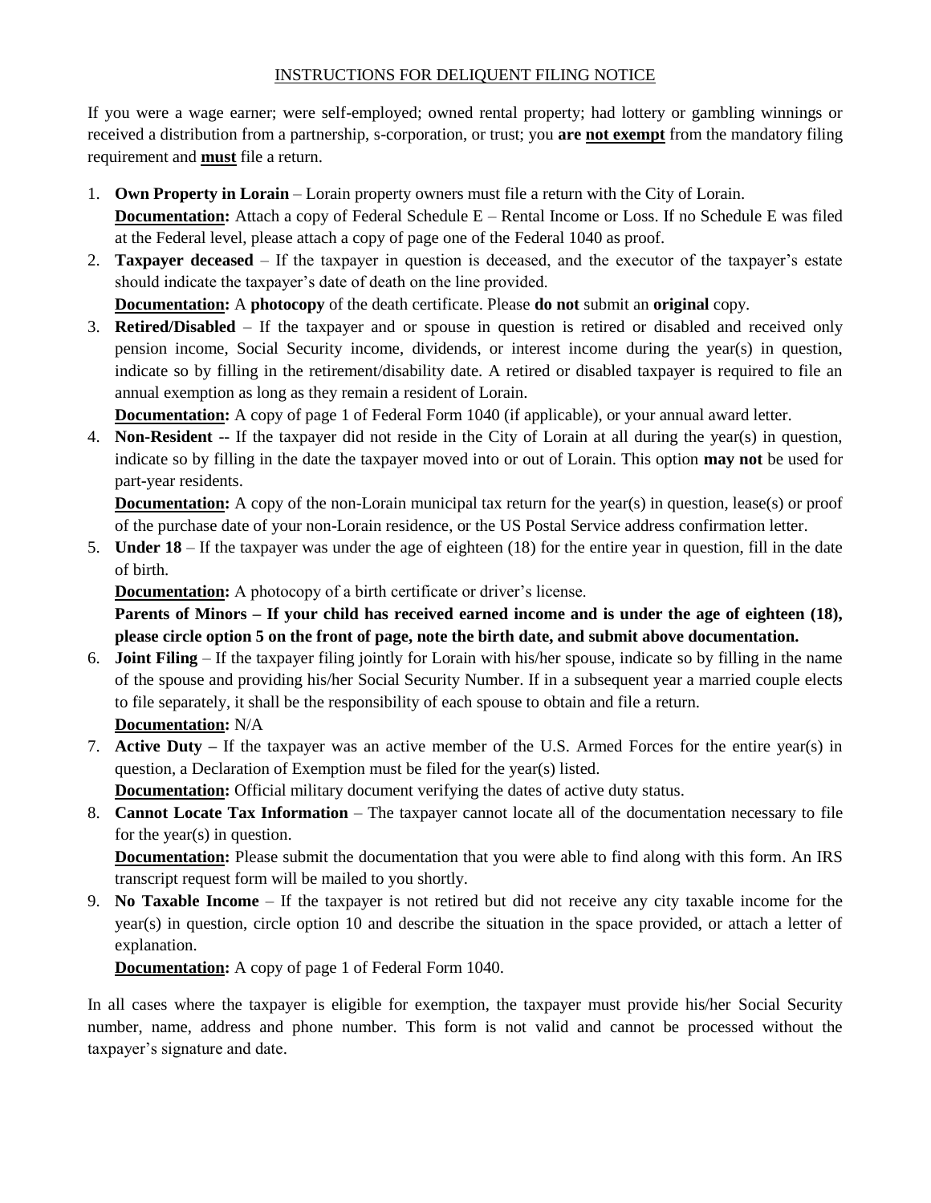# INSTRUCTIONS FOR DELIQUENT FILING NOTICE

If you were a wage earner; were self-employed; owned rental property; had lottery or gambling winnings or received a distribution from a partnership, s-corporation, or trust; you **are <u>not exempt</u>** from the mandatory filing requirement and **<u>must</u>** file a return.

1. **Own Property in Lorain** – Lorain property owners must file a return with the City of Lorain.
   **<u>Documentation</u>:** Attach a copy of Federal Schedule E – Rental Income or Loss. If no Schedule E was filed at the Federal level, please attach a copy of page one of the Federal 1040 as proof.
2. **Taxpayer deceased** – If the taxpayer in question is deceased, and the executor of the taxpayer's estate should indicate the taxpayer's date of death on the line provided.
   **<u>Documentation</u>:** A **photocopy** of the death certificate. Please **do not** submit an **original** copy.
3. **Retired/Disabled** – If the taxpayer and or spouse in question is retired or disabled and received only pension income, Social Security income, dividends, or interest income during the year(s) in question, indicate so by filling in the retirement/disability date. A retired or disabled taxpayer is required to file an annual exemption as long as they remain a resident of Lorain.
   **<u>Documentation</u>:** A copy of page 1 of Federal Form 1040 (if applicable), or your annual award letter.
4. **Non-Resident** -- If the taxpayer did not reside in the City of Lorain at all during the year(s) in question, indicate so by filling in the date the taxpayer moved into or out of Lorain. This option **may not** be used for part-year residents.
   **<u>Documentation</u>:** A copy of the non-Lorain municipal tax return for the year(s) in question, lease(s) or proof of the purchase date of your non-Lorain residence, or the US Postal Service address confirmation letter.
5. **Under 18** – If the taxpayer was under the age of eighteen (18) for the entire year in question, fill in the date of birth.
   **<u>Documentation</u>:** A photocopy of a birth certificate or driver's license.
   **Parents of Minors – If your child has received earned income and is under the age of eighteen (18), please circle option 5 on the front of page, note the birth date, and submit above documentation.**
6. **Joint Filing** – If the taxpayer filing jointly for Lorain with his/her spouse, indicate so by filling in the name of the spouse and providing his/her Social Security Number. If in a subsequent year a married couple elects to file separately, it shall be the responsibility of each spouse to obtain and file a return.
   **<u>Documentation</u>:** N/A
7. **Active Duty –** If the taxpayer was an active member of the U.S. Armed Forces for the entire year(s) in question, a Declaration of Exemption must be filed for the year(s) listed.
   **<u>Documentation</u>:** Official military document verifying the dates of active duty status.
8. **Cannot Locate Tax Information** – The taxpayer cannot locate all of the documentation necessary to file for the year(s) in question.
   **<u>Documentation</u>:** Please submit the documentation that you were able to find along with this form. An IRS transcript request form will be mailed to you shortly.
9. **No Taxable Income** – If the taxpayer is not retired but did not receive any city taxable income for the year(s) in question, circle option 10 and describe the situation in the space provided, or attach a letter of explanation.
   **<u>Documentation</u>:** A copy of page 1 of Federal Form 1040.

In all cases where the taxpayer is eligible for exemption, the taxpayer must provide his/her Social Security number, name, address and phone number. This form is not valid and cannot be processed without the taxpayer's signature and date.